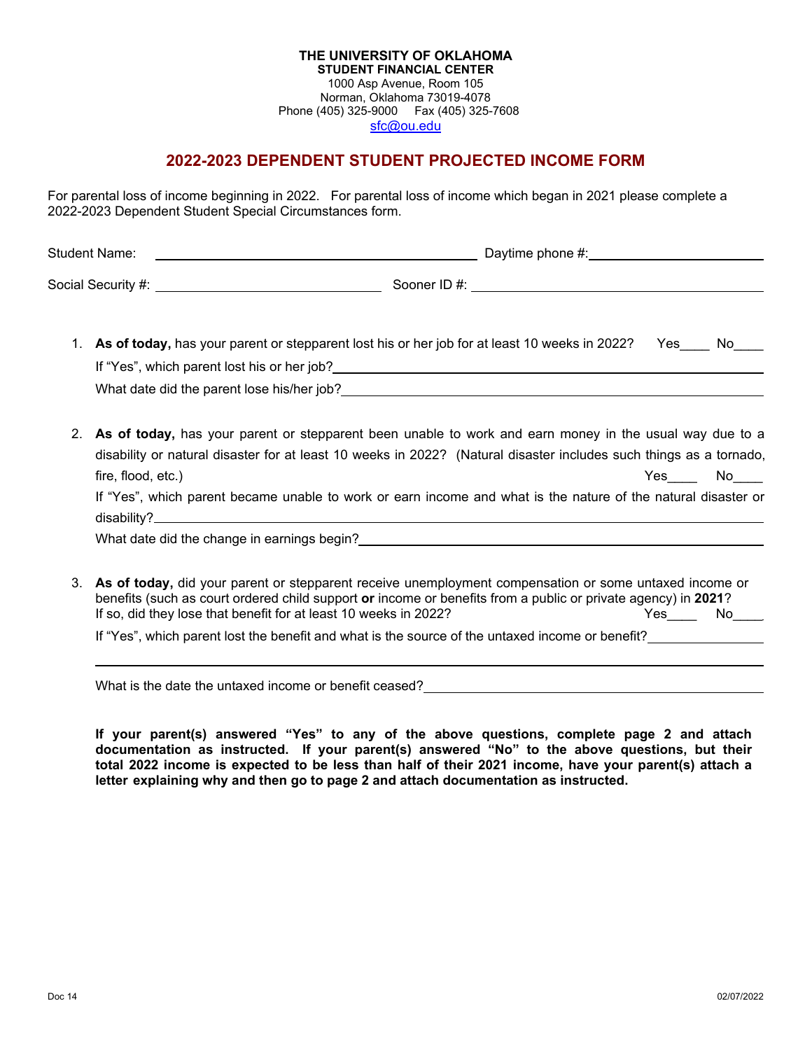**THE UNIVERSITY OF OKLAHOMA**
**STUDENT FINANCIAL CENTER**
1000 Asp Avenue, Room 105
Norman, Oklahoma 73019-4078
Phone (405) 325-9000 Fax (405) 325-7608
sfc@ou.edu

# 2022-2023 DEPENDENT STUDENT PROJECTED INCOME FORM

For parental loss of income beginning in 2022. For parental loss of income which began in 2021 please complete a 2022-2023 Dependent Student Special Circumstances form.

Student Name: ______________________________ Daytime phone #: ____________________

Social Security #: ____________________ Sooner ID #: ____________________

1. **As of today,** has your parent or stepparent lost his or her job for at least 10 weeks in 2022? Yes____ No____

   If "Yes", which parent lost his or her job? ______________________________

   What date did the parent lose his/her job? ______________________________

2. **As of today,** has your parent or stepparent been unable to work and earn money in the usual way due to a disability or natural disaster for at least 10 weeks in 2022? (Natural disaster includes such things as a tornado, fire, flood, etc.) Yes____ No____

   If "Yes", which parent became unable to work or earn income and what is the nature of the natural disaster or disability? ______________________________

   What date did the change in earnings begin? ______________________________

3. **As of today,** did your parent or stepparent receive unemployment compensation or some untaxed income or benefits (such as court ordered child support **or** income or benefits from a public or private agency) in **2021**? If so, did they lose that benefit for at least 10 weeks in 2022? Yes____ No____

   If "Yes", which parent lost the benefit and what is the source of the untaxed income or benefit? ____________________

   ______________________________________________________________

   What is the date the untaxed income or benefit ceased? ______________________________

**If your parent(s) answered "Yes" to any of the above questions, complete page 2 and attach documentation as instructed. If your parent(s) answered "No" to the above questions, but their total 2022 income is expected to be less than half of their 2021 income, have your parent(s) attach a letter explaining why and then go to page 2 and attach documentation as instructed.**

Doc 14 02/07/2022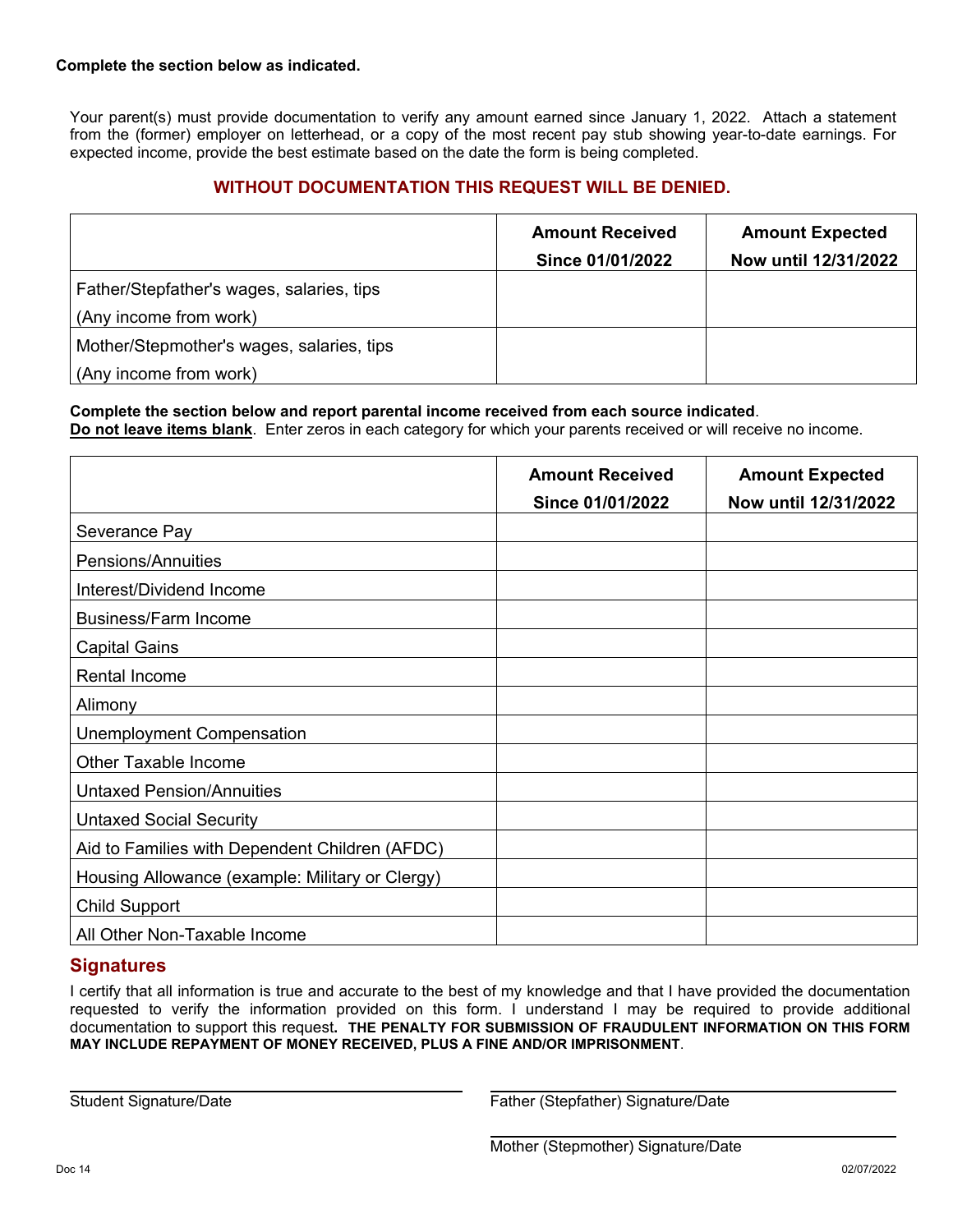**Complete the section below as indicated.**

Your parent(s) must provide documentation to verify any amount earned since January 1, 2022. Attach a statement from the (former) employer on letterhead, or a copy of the most recent pay stub showing year-to-date earnings. For expected income, provide the best estimate based on the date the form is being completed.

**WITHOUT DOCUMENTATION THIS REQUEST WILL BE DENIED.**

| | Amount Received Since 01/01/2022 | Amount Expected Now until 12/31/2022 |
|---|---|---|
| Father/Stepfather's wages, salaries, tips (Any income from work) | | |
| Mother/Stepmother's wages, salaries, tips (Any income from work) | | |

**Complete the section below and report parental income received from each source indicated**.
**Do not leave items blank**. Enter zeros in each category for which your parents received or will receive no income.

| | Amount Received Since 01/01/2022 | Amount Expected Now until 12/31/2022 |
|---|---|---|
| Severance Pay | | |
| Pensions/Annuities | | |
| Interest/Dividend Income | | |
| Business/Farm Income | | |
| Capital Gains | | |
| Rental Income | | |
| Alimony | | |
| Unemployment Compensation | | |
| Other Taxable Income | | |
| Untaxed Pension/Annuities | | |
| Untaxed Social Security | | |
| Aid to Families with Dependent Children (AFDC) | | |
| Housing Allowance (example: Military or Clergy) | | |
| Child Support | | |
| All Other Non-Taxable Income | | |

## Signatures

I certify that all information is true and accurate to the best of my knowledge and that I have provided the documentation requested to verify the information provided on this form. I understand I may be required to provide additional documentation to support this request**. THE PENALTY FOR SUBMISSION OF FRAUDULENT INFORMATION ON THIS FORM MAY INCLUDE REPAYMENT OF MONEY RECEIVED, PLUS A FINE AND/OR IMPRISONMENT**.

Student Signature/Date

Father (Stepfather) Signature/Date

Mother (Stepmother) Signature/Date

Doc 14

02/07/2022